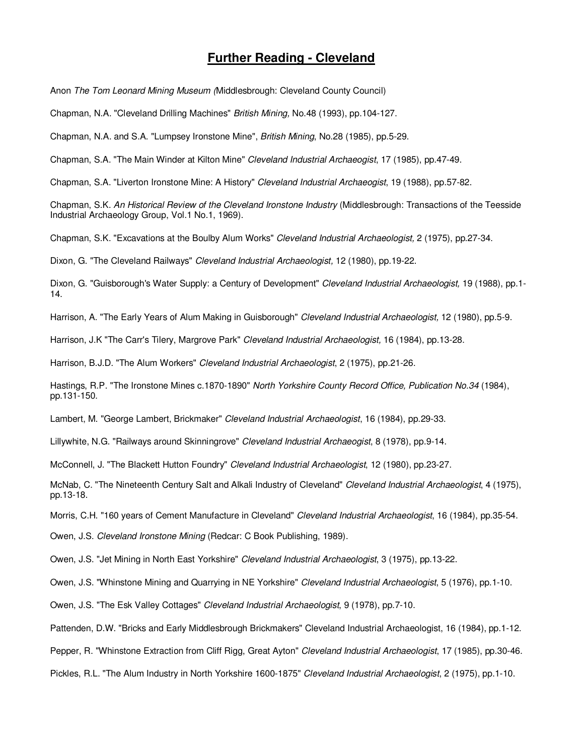# Further Reading - Cleveland

Anon *The Tom Leonard Mining Museum (*Middlesbrough: Cleveland County Council)

Chapman, N.A. "Cleveland Drilling Machines" *British Mining,* No.48 (1993), pp.104-127.

Chapman, N.A. and S.A. "Lumpsey Ironstone Mine", *British Mining*, No.28 (1985), pp.5-29.

Chapman, S.A. "The Main Winder at Kilton Mine" *Cleveland Industrial Archaeogist*, 17 (1985), pp.47-49.

Chapman, S.A. "Liverton Ironstone Mine: A History" *Cleveland Industrial Archaeologist*, 19 (1988), pp.57-82.

Chapman, S.K. *An Historical Review of the Cleveland Ironstone Industry* (Middlesbrough: Transactions of the Teesside Industrial Archaeology Group, Vol.1 No.1, 1969).

Chapman, S.K. "Excavations at the Boulby Alum Works" *Cleveland Industrial Archaeologist,* 2 (1975), pp.27-34.

Dixon, G. "The Cleveland Railways" *Cleveland Industrial Archaeologist,* 12 (1980), pp.19-22.

Dixon, G. "Guisborough's Water Supply: a Century of Development" *Cleveland Industrial Archaeologist,* 19 (1988), pp.1-14.

Harrison, A. "The Early Years of Alum Making in Guisborough" *Cleveland Industrial Archaeologist,* 12 (1980), pp.5-9.

Harrison, J.K "The Carr's Tilery, Margrove Park" *Cleveland Industrial Archaeologist,* 16 (1984), pp.13-28.

Harrison, B.J.D. "The Alum Workers" *Cleveland Industrial Archaeologist*, 2 (1975), pp.21-26.

Hastings, R.P. "The Ironstone Mines c.1870-1890" *North Yorkshire County Record Office, Publication No.34* (1984), pp.131-150.

Lambert, M. "George Lambert, Brickmaker" *Cleveland Industrial Archaeologist*, 16 (1984), pp.29-33.

Lillywhite, N.G. "Railways around Skinningrove" *Cleveland Industrial Archaeogist*, 8 (1978), pp.9-14.

McConnell, J. "The Blackett Hutton Foundry" *Cleveland Industrial Archaeologist*, 12 (1980), pp.23-27.

McNab, C. "The Nineteenth Century Salt and Alkali Industry of Cleveland" *Cleveland Industrial Archaeologist*, 4 (1975), pp.13-18.

Morris, C.H. "160 years of Cement Manufacture in Cleveland" *Cleveland Industrial Archaeologist*, 16 (1984), pp.35-54.

Owen, J.S. *Cleveland Ironstone Mining* (Redcar: C Book Publishing, 1989).

Owen, J.S. "Jet Mining in North East Yorkshire" *Cleveland Industrial Archaeologist*, 3 (1975), pp.13-22.

Owen, J.S. "Whinstone Mining and Quarrying in NE Yorkshire" *Cleveland Industrial Archaeologist*, 5 (1976), pp.1-10.

Owen, J.S. "The Esk Valley Cottages" *Cleveland Industrial Archaeologist*, 9 (1978), pp.7-10.

Pattenden, D.W. "Bricks and Early Middlesbrough Brickmakers" Cleveland Industrial Archaeologist, 16 (1984), pp.1-12.

Pepper, R. "Whinstone Extraction from Cliff Rigg, Great Ayton" *Cleveland Industrial Archaeologist*, 17 (1985), pp.30-46.

Pickles, R.L. "The Alum Industry in North Yorkshire 1600-1875" *Cleveland Industrial Archaeologist*, 2 (1975), pp.1-10.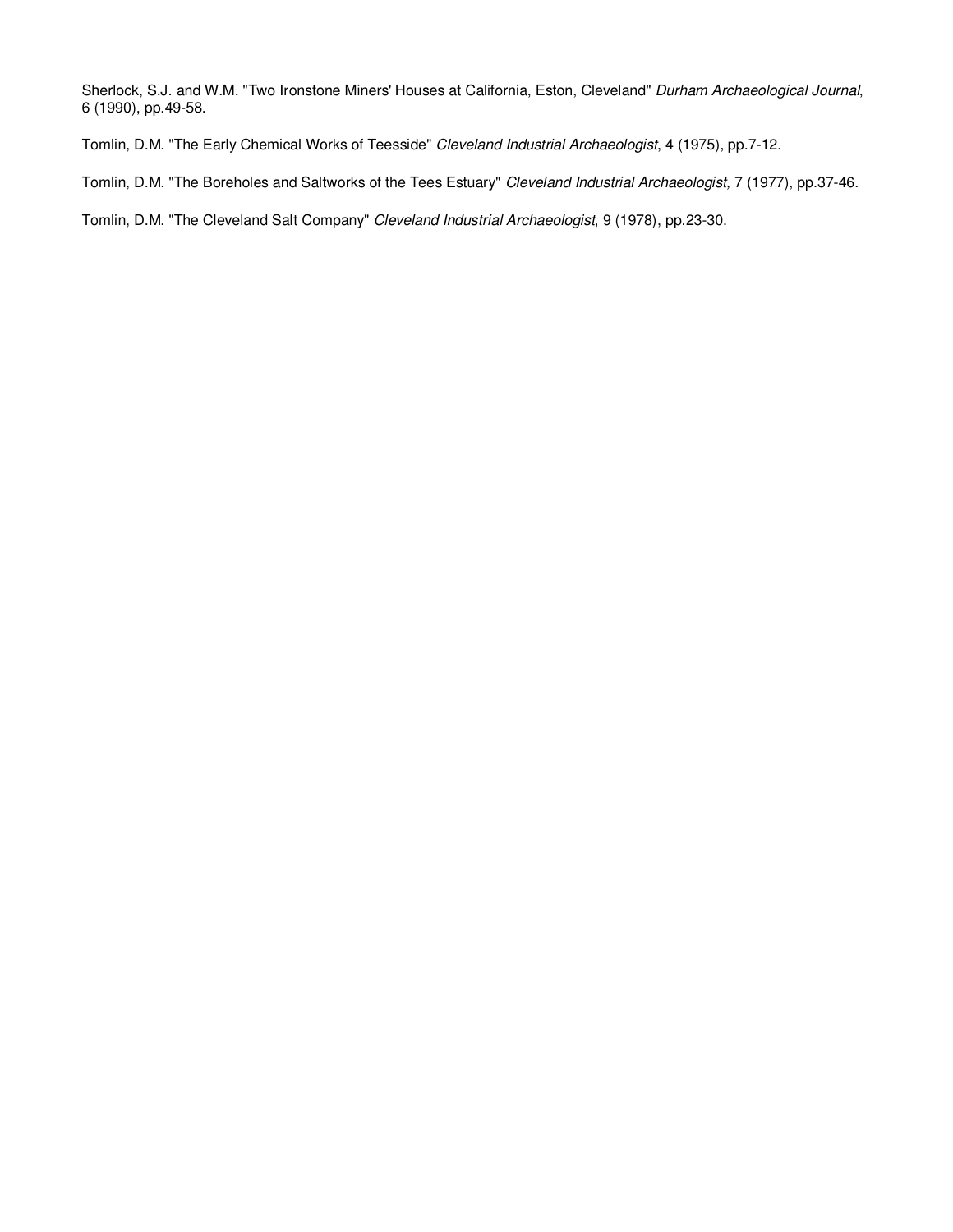Sherlock, S.J. and W.M. "Two Ironstone Miners' Houses at California, Eston, Cleveland" *Durham Archaeological Journal*, 6 (1990), pp.49-58.

Tomlin, D.M. "The Early Chemical Works of Teesside" *Cleveland Industrial Archaeologist*, 4 (1975), pp.7-12.

Tomlin, D.M. "The Boreholes and Saltworks of the Tees Estuary" *Cleveland Industrial Archaeologist,* 7 (1977), pp.37-46.

Tomlin, D.M. "The Cleveland Salt Company" *Cleveland Industrial Archaeologist*, 9 (1978), pp.23-30.